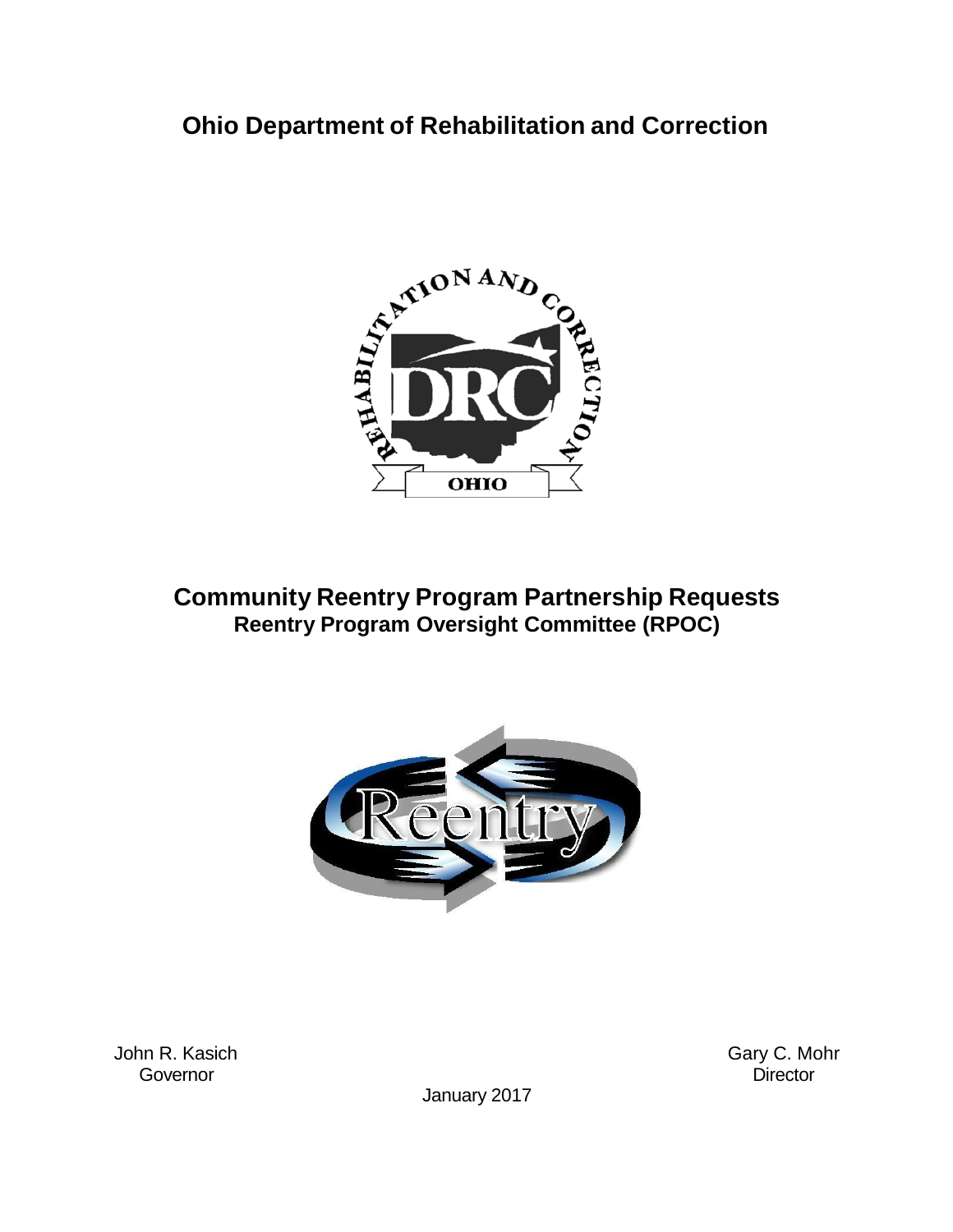# Ohio Department of Rehabilitation and Correction

## Community Reentry Program Partnership Requests

### Reentry Program Oversight Committee (RPOC)

John R. Kasich
Governor

Gary C. Mohr
Director

January 2017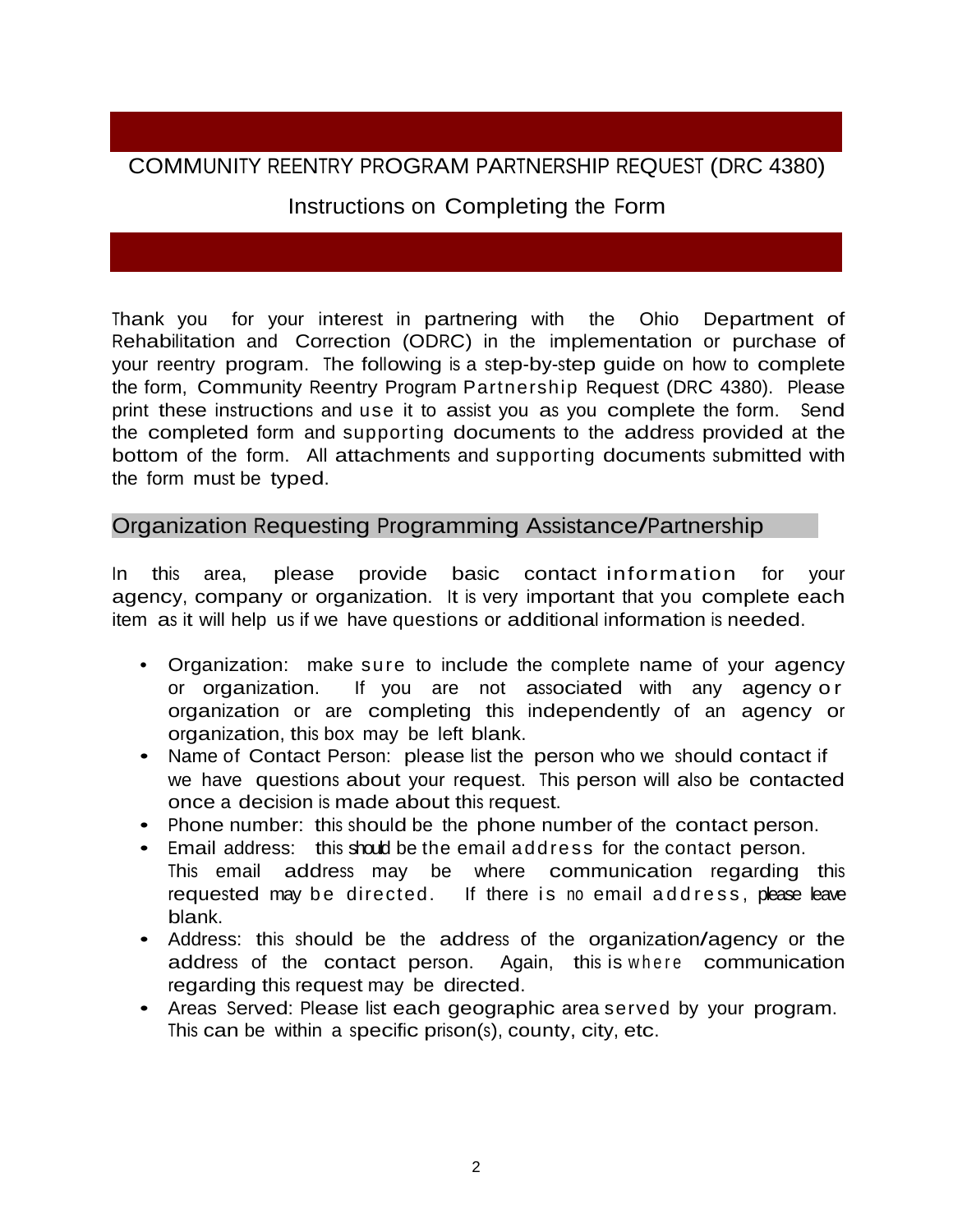# COMMUNITY REENTRY PROGRAM PARTNERSHIP REQUEST (DRC 4380)

## Instructions on Completing the Form

Thank you for your interest in partnering with the Ohio Department of Rehabilitation and Correction (ODRC) in the implementation or purchase of your reentry program. The following is a step-by-step guide on how to complete the form, Community Reentry Program Partnership Request (DRC 4380). Please print these instructions and use it to assist you as you complete the form. Send the completed form and supporting documents to the address provided at the bottom of the form. All attachments and supporting documents submitted with the form must be typed.

## Organization Requesting Programming Assistance/Partnership

In this area, please provide basic contact information for your agency, company or organization. It is very important that you complete each item as it will help us if we have questions or additional information is needed.

- Organization: make sure to include the complete name of your agency or organization. If you are not associated with any agency or organization or are completing this independently of an agency or organization, this box may be left blank.
- Name of Contact Person: please list the person who we should contact if we have questions about your request. This person will also be contacted once a decision is made about this request.
- Phone number: this should be the phone number of the contact person.
- Email address: this should be the email address for the contact person. This email address may be where communication regarding this requested may be directed. If there is no email address, please leave blank.
- Address: this should be the address of the organization/agency or the address of the contact person. Again, this is where communication regarding this request may be directed.
- Areas Served: Please list each geographic area served by your program. This can be within a specific prison(s), county, city, etc.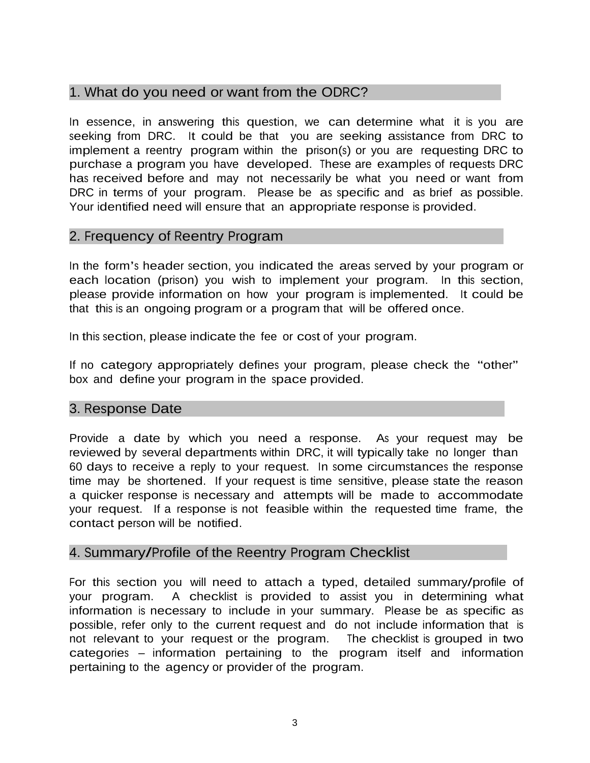## 1. What do you need or want from the ODRC?

In essence, in answering this question, we can determine what it is you are seeking from DRC. It could be that you are seeking assistance from DRC to implement a reentry program within the prison(s) or you are requesting DRC to purchase a program you have developed. These are examples of requests DRC has received before and may not necessarily be what you need or want from DRC in terms of your program. Please be as specific and as brief as possible. Your identified need will ensure that an appropriate response is provided.

## 2. Frequency of Reentry Program

In the form's header section, you indicated the areas served by your program or each location (prison) you wish to implement your program. In this section, please provide information on how your program is implemented. It could be that this is an ongoing program or a program that will be offered once.

In this section, please indicate the fee or cost of your program.

If no category appropriately defines your program, please check the "other" box and define your program in the space provided.

## 3. Response Date

Provide a date by which you need a response. As your request may be reviewed by several departments within DRC, it will typically take no longer than 60 days to receive a reply to your request. In some circumstances the response time may be shortened. If your request is time sensitive, please state the reason a quicker response is necessary and attempts will be made to accommodate your request. If a response is not feasible within the requested time frame, the contact person will be notified.

## 4. Summary/Profile of the Reentry Program Checklist

For this section you will need to attach a typed, detailed summary/profile of your program. A checklist is provided to assist you in determining what information is necessary to include in your summary. Please be as specific as possible, refer only to the current request and do not include information that is not relevant to your request or the program. The checklist is grouped in two categories – information pertaining to the program itself and information pertaining to the agency or provider of the program.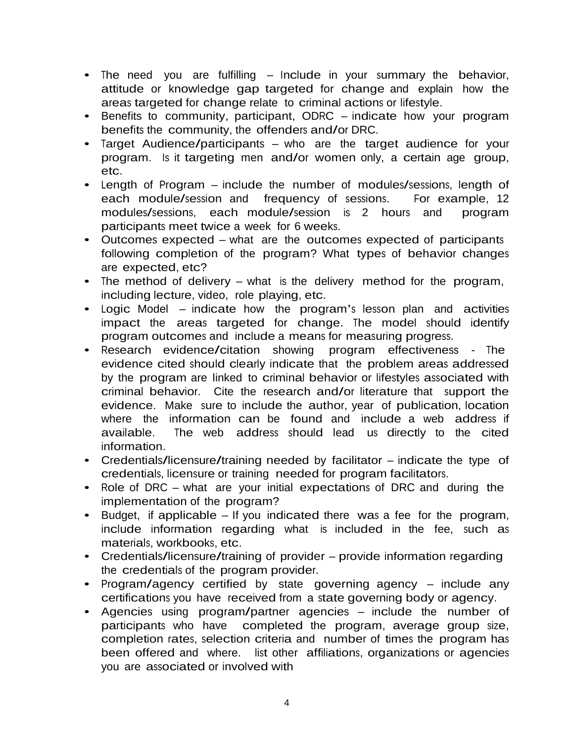- The need you are fulfilling – Include in your summary the behavior, attitude or knowledge gap targeted for change and explain how the areas targeted for change relate to criminal actions or lifestyle.
- Benefits to community, participant, ODRC – indicate how your program benefits the community, the offenders and/or DRC.
- Target Audience/participants – who are the target audience for your program. Is it targeting men and/or women only, a certain age group, etc.
- Length of Program – include the number of modules/sessions, length of each module/session and frequency of sessions. For example, 12 modules/sessions, each module/session is 2 hours and program participants meet twice a week for 6 weeks.
- Outcomes expected – what are the outcomes expected of participants following completion of the program? What types of behavior changes are expected, etc?
- The method of delivery – what is the delivery method for the program, including lecture, video, role playing, etc.
- Logic Model – indicate how the program's lesson plan and activities impact the areas targeted for change. The model should identify program outcomes and include a means for measuring progress.
- Research evidence/citation showing program effectiveness - The evidence cited should clearly indicate that the problem areas addressed by the program are linked to criminal behavior or lifestyles associated with criminal behavior. Cite the research and/or literature that support the evidence. Make sure to include the author, year of publication, location where the information can be found and include a web address if available. The web address should lead us directly to the cited information.
- Credentials/licensure/training needed by facilitator – indicate the type of credentials, licensure or training needed for program facilitators.
- Role of DRC – what are your initial expectations of DRC and during the implementation of the program?
- Budget, if applicable – If you indicated there was a fee for the program, include information regarding what is included in the fee, such as materials, workbooks, etc.
- Credentials/licensure/training of provider – provide information regarding the credentials of the program provider.
- Program/agency certified by state governing agency – include any certifications you have received from a state governing body or agency.
- Agencies using program/partner agencies – include the number of participants who have completed the program, average group size, completion rates, selection criteria and number of times the program has been offered and where. list other affiliations, organizations or agencies you are associated or involved with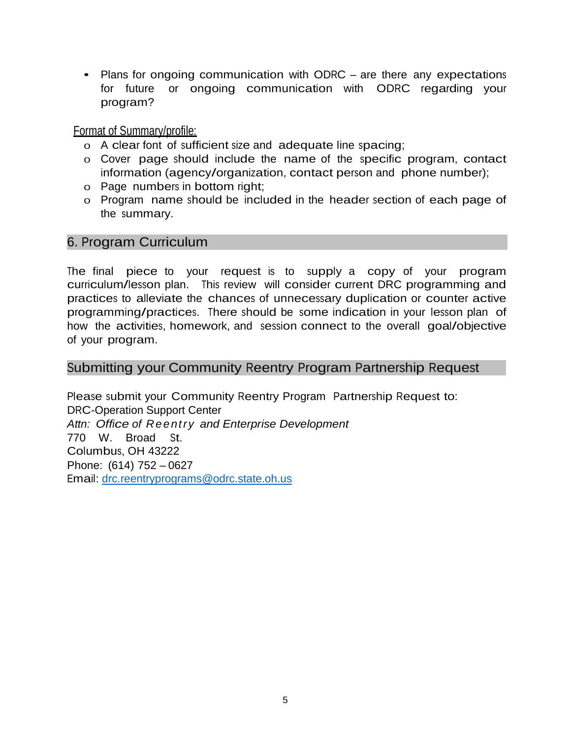- Plans for ongoing communication with ODRC – are there any expectations for future or ongoing communication with ODRC regarding your program?

Format of Summary/profile:

- A clear font of sufficient size and adequate line spacing;
- Cover page should include the name of the specific program, contact information (agency/organization, contact person and phone number);
- Page numbers in bottom right;
- Program name should be included in the header section of each page of the summary.

## 6. Program Curriculum

The final piece to your request is to supply a copy of your program curriculum/lesson plan. This review will consider current DRC programming and practices to alleviate the chances of unnecessary duplication or counter active programming/practices. There should be some indication in your lesson plan of how the activities, homework, and session connect to the overall goal/objective of your program.

## Submitting your Community Reentry Program Partnership Request

Please submit your Community Reentry Program Partnership Request to:
DRC-Operation Support Center
*Attn: Office of Reentry and Enterprise Development*
770 W. Broad St.
Columbus, OH 43222
Phone: (614) 752 – 0627
Email: drc.reentryprograms@odrc.state.oh.us